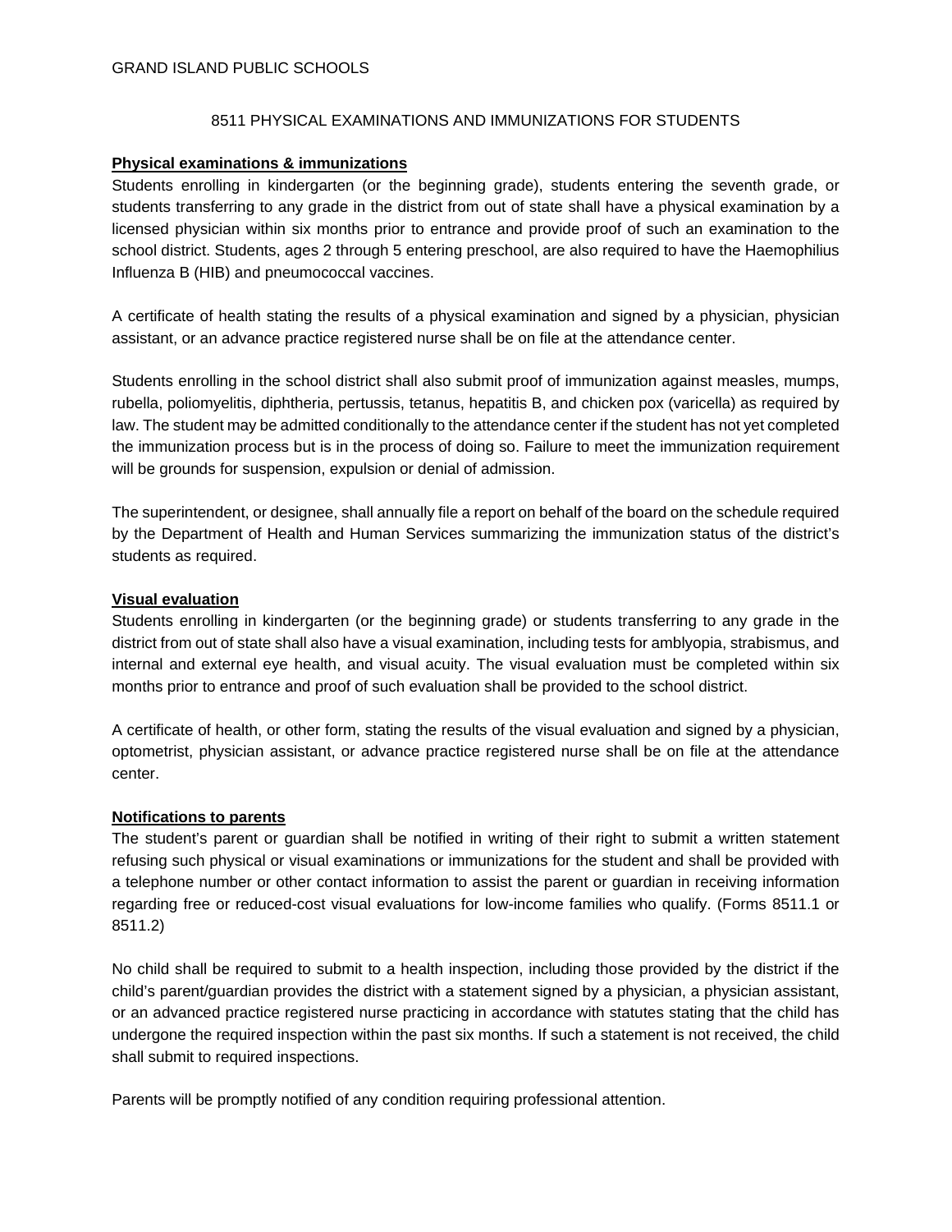GRAND ISLAND PUBLIC SCHOOLS

# 8511 PHYSICAL EXAMINATIONS AND IMMUNIZATIONS FOR STUDENTS

## Physical examinations & immunizations

Students enrolling in kindergarten (or the beginning grade), students entering the seventh grade, or students transferring to any grade in the district from out of state shall have a physical examination by a licensed physician within six months prior to entrance and provide proof of such an examination to the school district. Students, ages 2 through 5 entering preschool, are also required to have the Haemophilius Influenza B (HIB) and pneumococcal vaccines.

A certificate of health stating the results of a physical examination and signed by a physician, physician assistant, or an advance practice registered nurse shall be on file at the attendance center.

Students enrolling in the school district shall also submit proof of immunization against measles, mumps, rubella, poliomyelitis, diphtheria, pertussis, tetanus, hepatitis B, and chicken pox (varicella) as required by law. The student may be admitted conditionally to the attendance center if the student has not yet completed the immunization process but is in the process of doing so. Failure to meet the immunization requirement will be grounds for suspension, expulsion or denial of admission.

The superintendent, or designee, shall annually file a report on behalf of the board on the schedule required by the Department of Health and Human Services summarizing the immunization status of the district's students as required.

## Visual evaluation

Students enrolling in kindergarten (or the beginning grade) or students transferring to any grade in the district from out of state shall also have a visual examination, including tests for amblyopia, strabismus, and internal and external eye health, and visual acuity. The visual evaluation must be completed within six months prior to entrance and proof of such evaluation shall be provided to the school district.

A certificate of health, or other form, stating the results of the visual evaluation and signed by a physician, optometrist, physician assistant, or advance practice registered nurse shall be on file at the attendance center.

## Notifications to parents

The student's parent or guardian shall be notified in writing of their right to submit a written statement refusing such physical or visual examinations or immunizations for the student and shall be provided with a telephone number or other contact information to assist the parent or guardian in receiving information regarding free or reduced-cost visual evaluations for low-income families who qualify. (Forms 8511.1 or 8511.2)

No child shall be required to submit to a health inspection, including those provided by the district if the child's parent/guardian provides the district with a statement signed by a physician, a physician assistant, or an advanced practice registered nurse practicing in accordance with statutes stating that the child has undergone the required inspection within the past six months. If such a statement is not received, the child shall submit to required inspections.

Parents will be promptly notified of any condition requiring professional attention.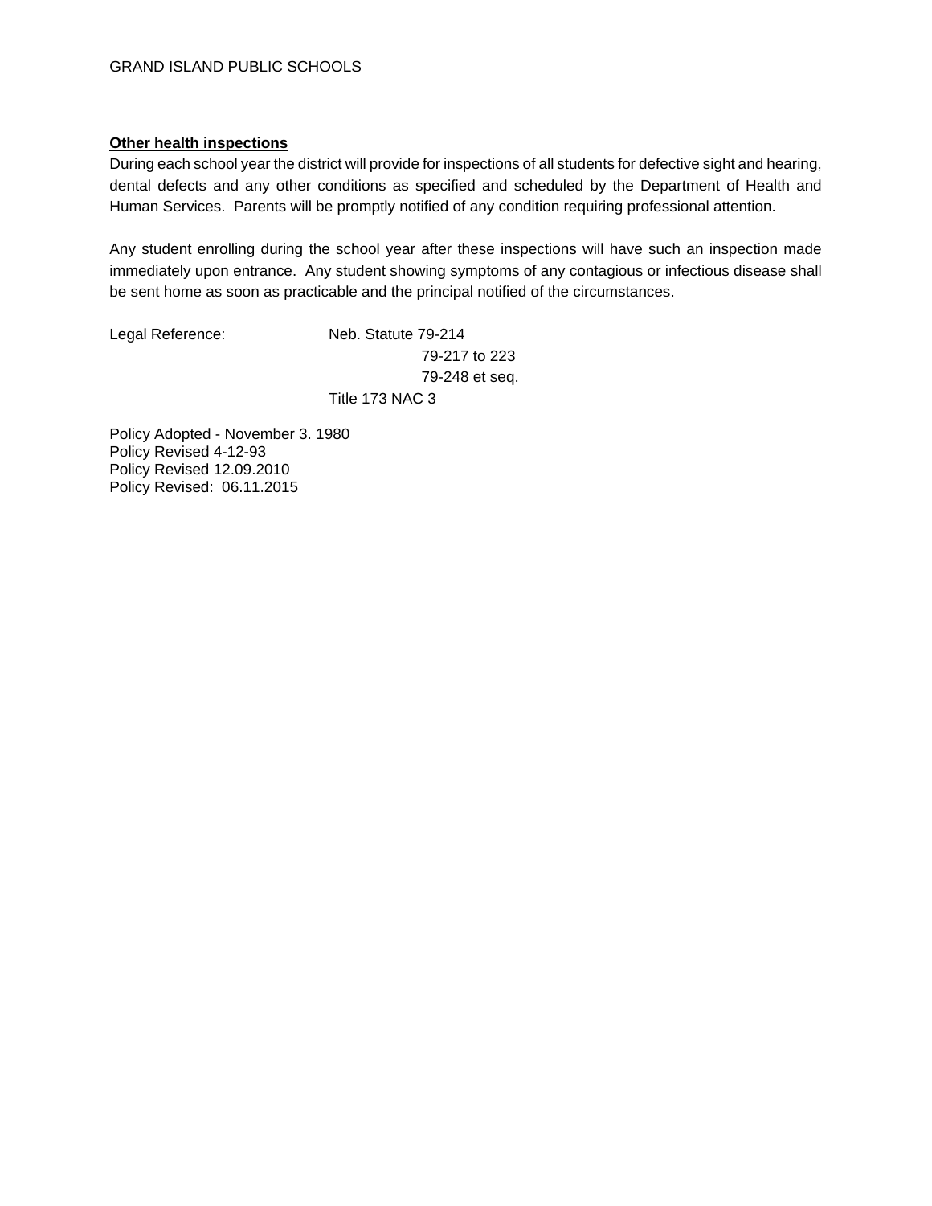**Other health inspections**

During each school year the district will provide for inspections of all students for defective sight and hearing, dental defects and any other conditions as specified and scheduled by the Department of Health and Human Services. Parents will be promptly notified of any condition requiring professional attention.

Any student enrolling during the school year after these inspections will have such an inspection made immediately upon entrance. Any student showing symptoms of any contagious or infectious disease shall be sent home as soon as practicable and the principal notified of the circumstances.

Legal Reference: Neb. Statute 79-214
79-217 to 223
79-248 et seq.
Title 173 NAC 3

Policy Adopted - November 3. 1980
Policy Revised 4-12-93
Policy Revised 12.09.2010
Policy Revised: 06.11.2015